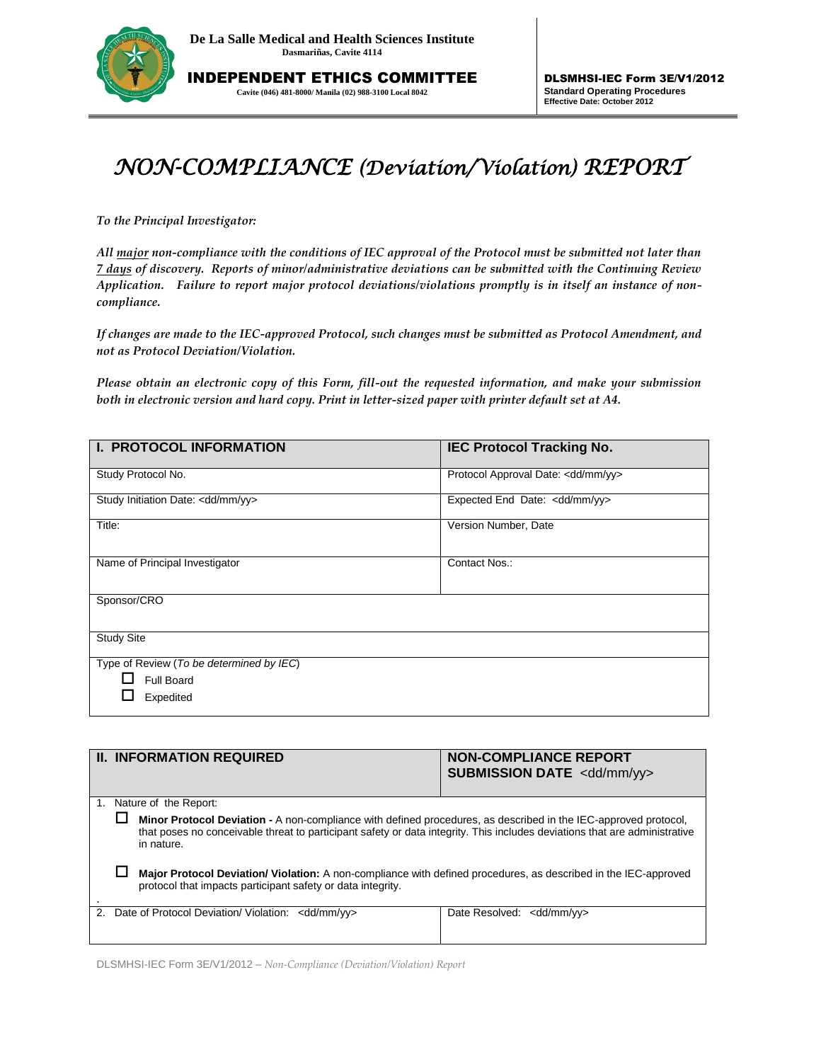**De La Salle Medical and Health Sciences Institute**
**Dasmariñas, Cavite 4114**

**INDEPENDENT ETHICS COMMITTEE**
Cavite (046) 481-8000/ Manila (02) 988-3100 Local 8042

**DLSMHSI-IEC Form 3E/V1/2012**
**Standard Operating Procedures**
**Effective Date: October 2012**

# *NON-COMPLIANCE (Deviation/Violation) REPORT*

*To the Principal Investigator:*

*All major non-compliance with the conditions of IEC approval of the Protocol must be submitted not later than 7 days of discovery. Reports of minor/administrative deviations can be submitted with the Continuing Review Application. Failure to report major protocol deviations/violations promptly is in itself an instance of non-compliance.*

*If changes are made to the IEC-approved Protocol, such changes must be submitted as Protocol Amendment, and not as Protocol Deviation/Violation.*

*Please obtain an electronic copy of this Form, fill-out the requested information, and make your submission both in electronic version and hard copy. Print in letter-sized paper with printer default set at A4.*

| **I. PROTOCOL INFORMATION** | **IEC Protocol Tracking No.** |
|---|---|
| Study Protocol No. | Protocol Approval Date: <dd/mm/yy> |
| Study Initiation Date: <dd/mm/yy> | Expected End Date: <dd/mm/yy> |
| Title: | Version Number, Date |
| Name of Principal Investigator | Contact Nos.: |
| Sponsor/CRO | |
| Study Site | |
| Type of Review (*To be determined by IEC*)<br>☐ Full Board<br>☐ Expedited | |

| **II. INFORMATION REQUIRED** | **NON-COMPLIANCE REPORT SUBMISSION DATE** <dd/mm/yy> |
|---|---|
| 1. Nature of the Report:<br>☐ **Minor Protocol Deviation -** A non-compliance with defined procedures, as described in the IEC-approved protocol, that poses no conceivable threat to participant safety or data integrity. This includes deviations that are administrative in nature.<br>☐ **Major Protocol Deviation/ Violation:** A non-compliance with defined procedures, as described in the IEC-approved protocol that impacts participant safety or data integrity. | |
| 2. Date of Protocol Deviation/ Violation: <dd/mm/yy> | Date Resolved: <dd/mm/yy> |

DLSMHSI-IEC Form 3E/V1/2012 – *Non-Compliance (Deviation/Violation) Report*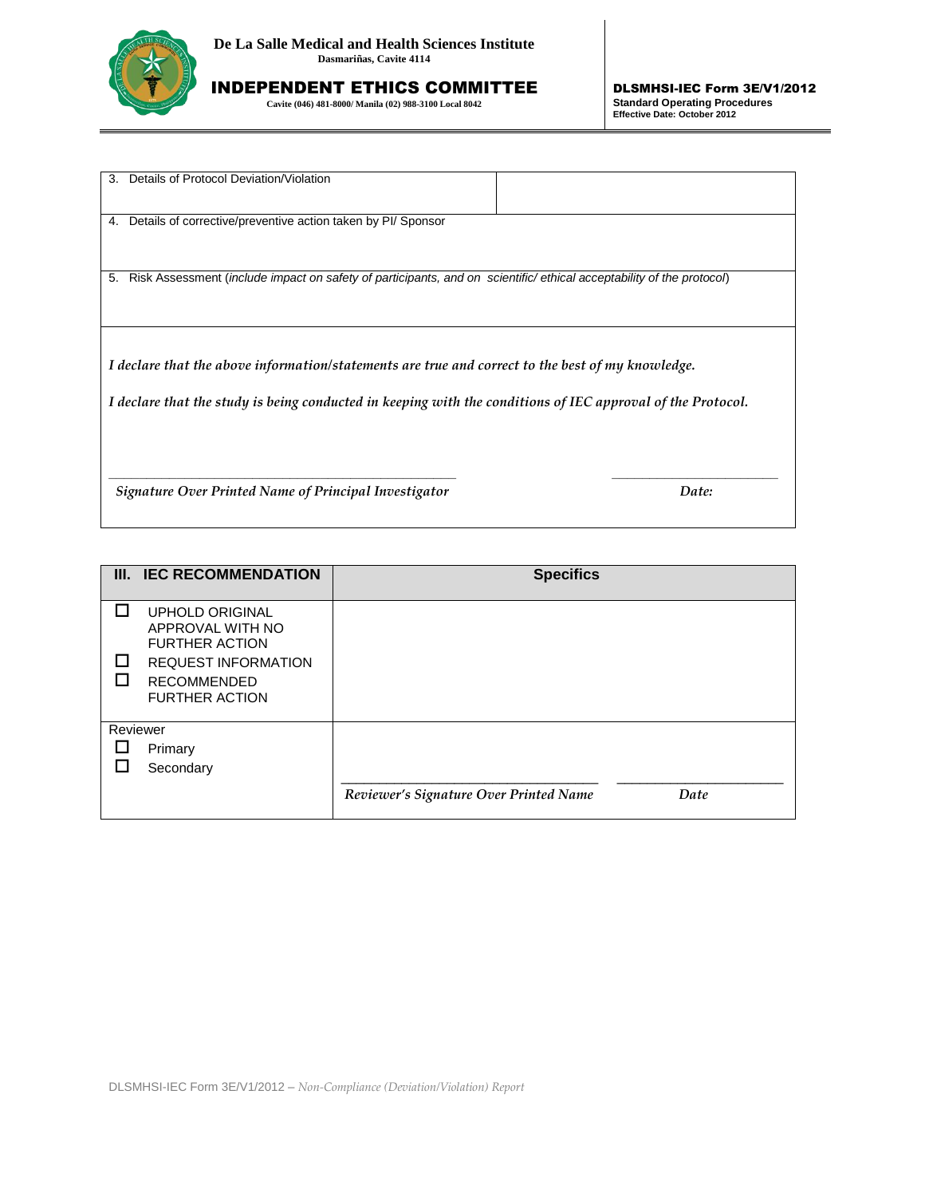| | |
|---|---|
| 3. Details of Protocol Deviation/Violation | |
| 4. Details of corrective/preventive action taken by PI/ Sponsor | |
| 5. Risk Assessment (*include impact on safety of participants, and on scientific/ ethical acceptability of the protocol*) | |

*I declare that the above information/statements are true and correct to the best of my knowledge.*

*I declare that the study is being conducted in keeping with the conditions of IEC approval of the Protocol.*

\_\_\_\_\_\_\_\_\_\_\_\_\_\_\_\_\_\_\_\_\_\_\_\_\_\_\_\_\_\_\_\_\_\_\_\_\_\_\_\_ \_\_\_\_\_\_\_\_\_\_\_\_\_\_\_\_\_\_\_\_

*Signature Over Printed Name of Principal Investigator* *Date:*

| III. IEC RECOMMENDATION | Specifics |
|---|---|
| ☐ UPHOLD ORIGINAL APPROVAL WITH NO FURTHER ACTION<br>☐ REQUEST INFORMATION<br>☐ RECOMMENDED FURTHER ACTION | |
| Reviewer<br>☐ Primary<br>☐ Secondary | \_\_\_\_\_\_\_\_\_\_\_\_\_\_\_\_\_\_\_\_\_\_\_\_\_\_\_\_\_\_ \_\_\_\_\_\_\_\_\_\_\_\_\_\_\_\_\_\_\_\_<br>*Reviewer's Signature Over Printed Name* *Date* |